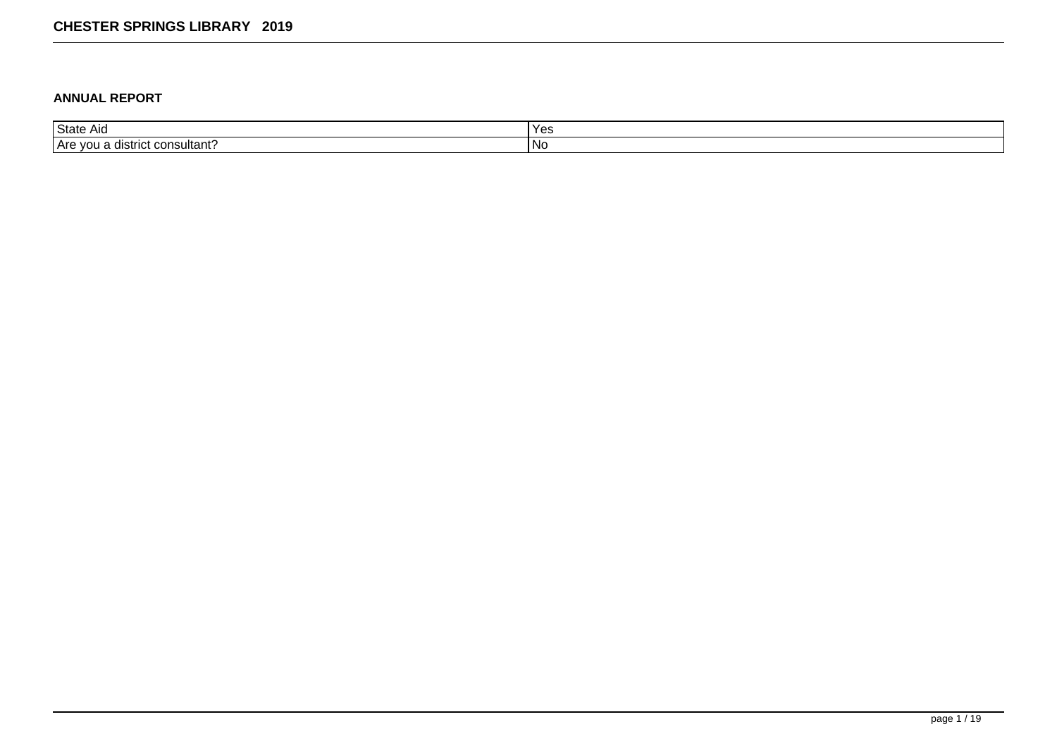## ANNUAL REPORT

| State Aid | Yes |
| --- | --- |
| Are you a district consultant? | No |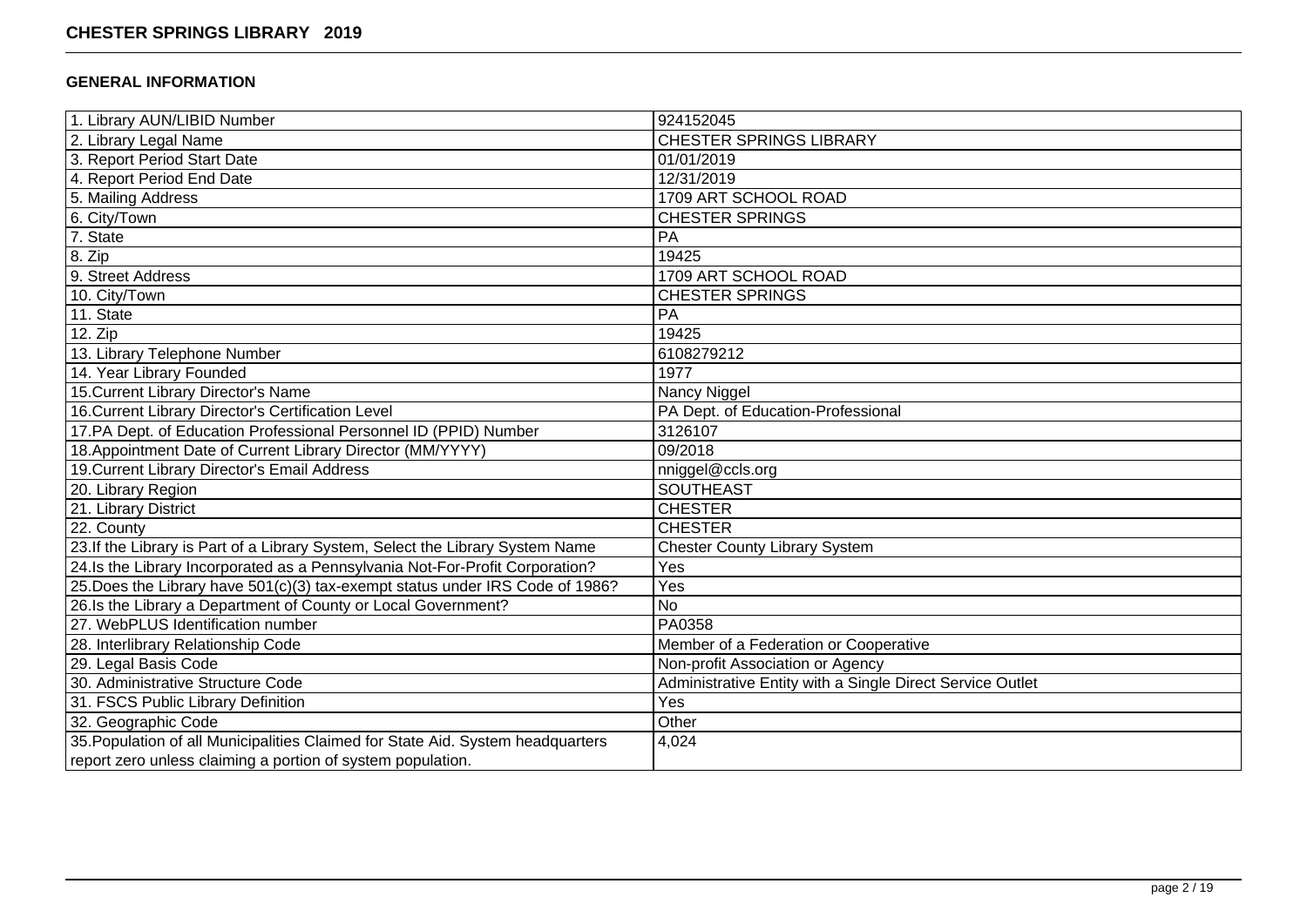## GENERAL INFORMATION

| | |
|---|---|
| 1. Library AUN/LIBID Number | 924152045 |
| 2. Library Legal Name | CHESTER SPRINGS LIBRARY |
| 3. Report Period Start Date | 01/01/2019 |
| 4. Report Period End Date | 12/31/2019 |
| 5. Mailing Address | 1709 ART SCHOOL ROAD |
| 6. City/Town | CHESTER SPRINGS |
| 7. State | PA |
| 8. Zip | 19425 |
| 9. Street Address | 1709 ART SCHOOL ROAD |
| 10. City/Town | CHESTER SPRINGS |
| 11. State | PA |
| 12. Zip | 19425 |
| 13. Library Telephone Number | 6108279212 |
| 14. Year Library Founded | 1977 |
| 15.Current Library Director's Name | Nancy Niggel |
| 16.Current Library Director's Certification Level | PA Dept. of Education-Professional |
| 17.PA Dept. of Education Professional Personnel ID (PPID) Number | 3126107 |
| 18.Appointment Date of Current Library Director (MM/YYYY) | 09/2018 |
| 19.Current Library Director's Email Address | nniggel@ccls.org |
| 20. Library Region | SOUTHEAST |
| 21. Library District | CHESTER |
| 22. County | CHESTER |
| 23.If the Library is Part of a Library System, Select the Library System Name | Chester County Library System |
| 24.Is the Library Incorporated as a Pennsylvania Not-For-Profit Corporation? | Yes |
| 25.Does the Library have 501(c)(3) tax-exempt status under IRS Code of 1986? | Yes |
| 26.Is the Library a Department of County or Local Government? | No |
| 27. WebPLUS Identification number | PA0358 |
| 28. Interlibrary Relationship Code | Member of a Federation or Cooperative |
| 29. Legal Basis Code | Non-profit Association or Agency |
| 30. Administrative Structure Code | Administrative Entity with a Single Direct Service Outlet |
| 31. FSCS Public Library Definition | Yes |
| 32. Geographic Code | Other |
| 35.Population of all Municipalities Claimed for State Aid. System headquarters report zero unless claiming a portion of system population. | 4,024 |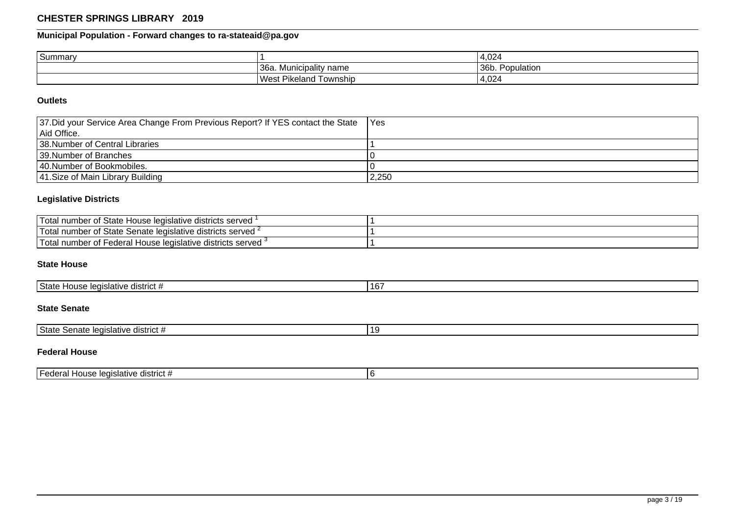# CHESTER SPRINGS LIBRARY 2019

## Municipal Population - Forward changes to ra-stateaid@pa.gov

| Summary | 1 | 4,024 |
|---|---|---|
| | 36a. Municipality name | 36b. Population |
| | West Pikeland Township | 4,024 |

### Outlets

| | |
|---|---|
| 37.Did your Service Area Change From Previous Report? If YES contact the State Aid Office. | Yes |
| 38.Number of Central Libraries | 1 |
| 39.Number of Branches | 0 |
| 40.Number of Bookmobiles. | 0 |
| 41.Size of Main Library Building | 2,250 |

### Legislative Districts

| | |
|---|---|
| Total number of State House legislative districts served [1] | 1 |
| Total number of State Senate legislative districts served [2] | 1 |
| Total number of Federal House legislative districts served [3] | 1 |

### State House

| | |
|---|---|
| State House legislative district # | 167 |

### State Senate

| | |
|---|---|
| State Senate legislative district # | 19 |

### Federal House

| | |
|---|---|
| Federal House legislative district # | 6 |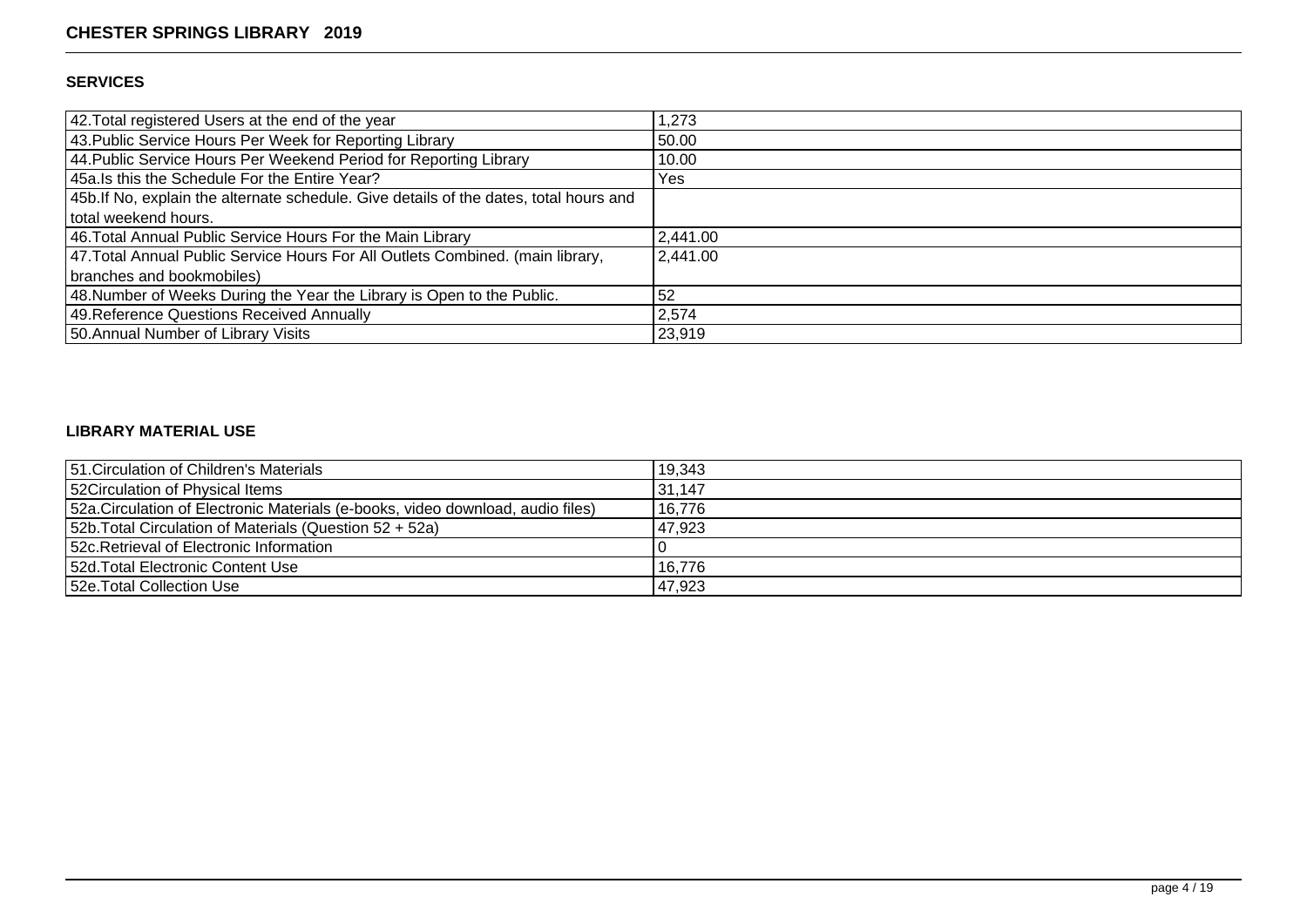## SERVICES

| | |
|---|---|
| 42.Total registered Users at the end of the year | 1,273 |
| 43.Public Service Hours Per Week for Reporting Library | 50.00 |
| 44.Public Service Hours Per Weekend Period for Reporting Library | 10.00 |
| 45a.Is this the Schedule For the Entire Year? | Yes |
| 45b.If No, explain the alternate schedule. Give details of the dates, total hours and total weekend hours. | |
| 46.Total Annual Public Service Hours For the Main Library | 2,441.00 |
| 47.Total Annual Public Service Hours For All Outlets Combined. (main library, branches and bookmobiles) | 2,441.00 |
| 48.Number of Weeks During the Year the Library is Open to the Public. | 52 |
| 49.Reference Questions Received Annually | 2,574 |
| 50.Annual Number of Library Visits | 23,919 |

## LIBRARY MATERIAL USE

| | |
|---|---|
| 51.Circulation of Children's Materials | 19,343 |
| 52Circulation of Physical Items | 31,147 |
| 52a.Circulation of Electronic Materials (e-books, video download, audio files) | 16,776 |
| 52b.Total Circulation of Materials (Question 52 + 52a) | 47,923 |
| 52c.Retrieval of Electronic Information | 0 |
| 52d.Total Electronic Content Use | 16,776 |
| 52e.Total Collection Use | 47,923 |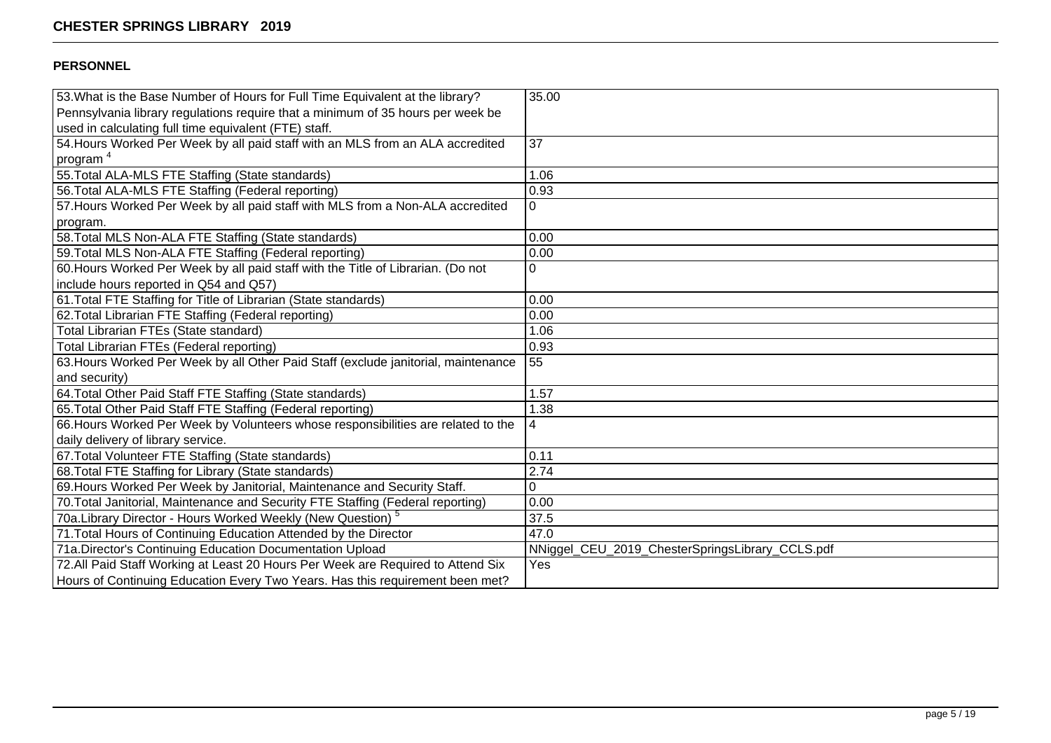**CHESTER SPRINGS LIBRARY 2019**

### PERSONNEL

| | |
|---|---|
| 53.What is the Base Number of Hours for Full Time Equivalent at the library? Pennsylvania library regulations require that a minimum of 35 hours per week be used in calculating full time equivalent (FTE) staff. | 35.00 |
| 54.Hours Worked Per Week by all paid staff with an MLS from an ALA accredited program [4] | 37 |
| 55.Total ALA-MLS FTE Staffing (State standards) | 1.06 |
| 56.Total ALA-MLS FTE Staffing (Federal reporting) | 0.93 |
| 57.Hours Worked Per Week by all paid staff with MLS from a Non-ALA accredited program. | 0 |
| 58.Total MLS Non-ALA FTE Staffing (State standards) | 0.00 |
| 59.Total MLS Non-ALA FTE Staffing (Federal reporting) | 0.00 |
| 60.Hours Worked Per Week by all paid staff with the Title of Librarian. (Do not include hours reported in Q54 and Q57) | 0 |
| 61.Total FTE Staffing for Title of Librarian (State standards) | 0.00 |
| 62.Total Librarian FTE Staffing (Federal reporting) | 0.00 |
| Total Librarian FTEs (State standard) | 1.06 |
| Total Librarian FTEs (Federal reporting) | 0.93 |
| 63.Hours Worked Per Week by all Other Paid Staff (exclude janitorial, maintenance and security) | 55 |
| 64.Total Other Paid Staff FTE Staffing (State standards) | 1.57 |
| 65.Total Other Paid Staff FTE Staffing (Federal reporting) | 1.38 |
| 66.Hours Worked Per Week by Volunteers whose responsibilities are related to the daily delivery of library service. | 4 |
| 67.Total Volunteer FTE Staffing (State standards) | 0.11 |
| 68.Total FTE Staffing for Library (State standards) | 2.74 |
| 69.Hours Worked Per Week by Janitorial, Maintenance and Security Staff. | 0 |
| 70.Total Janitorial, Maintenance and Security FTE Staffing (Federal reporting) | 0.00 |
| 70a.Library Director - Hours Worked Weekly (New Question) [5] | 37.5 |
| 71.Total Hours of Continuing Education Attended by the Director | 47.0 |
| 71a.Director's Continuing Education Documentation Upload | NNiggel_CEU_2019_ChesterSpringsLibrary_CCLS.pdf |
| 72.All Paid Staff Working at Least 20 Hours Per Week are Required to Attend Six Hours of Continuing Education Every Two Years. Has this requirement been met? | Yes |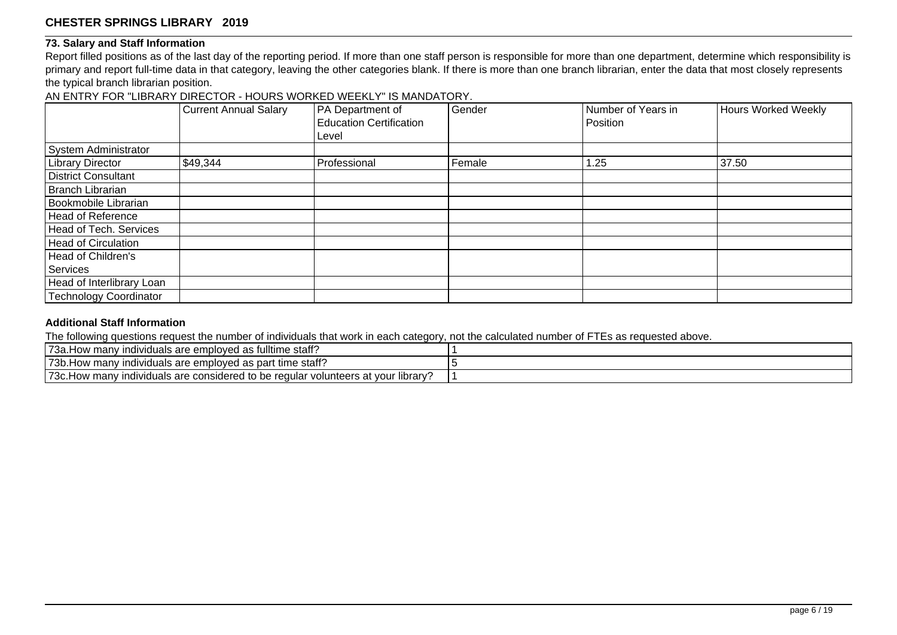## CHESTER SPRINGS LIBRARY 2019

### 73. Salary and Staff Information

Report filled positions as of the last day of the reporting period. If more than one staff person is responsible for more than one department, determine which responsibility is primary and report full-time data in that category, leaving the other categories blank. If there is more than one branch librarian, enter the data that most closely represents the typical branch librarian position.

AN ENTRY FOR "LIBRARY DIRECTOR - HOURS WORKED WEEKLY" IS MANDATORY.

| | Current Annual Salary | PA Department of Education Certification Level | Gender | Number of Years in Position | Hours Worked Weekly |
|---|---|---|---|---|---|
| System Administrator | | | | | |
| Library Director | $49,344 | Professional | Female | 1.25 | 37.50 |
| District Consultant | | | | | |
| Branch Librarian | | | | | |
| Bookmobile Librarian | | | | | |
| Head of Reference | | | | | |
| Head of Tech. Services | | | | | |
| Head of Circulation | | | | | |
| Head of Children's Services | | | | | |
| Head of Interlibrary Loan | | | | | |
| Technology Coordinator | | | | | |

### Additional Staff Information

The following questions request the number of individuals that work in each category, not the calculated number of FTEs as requested above.

| | |
|---|---|
| 73a.How many individuals are employed as fulltime staff? | 1 |
| 73b.How many individuals are employed as part time staff? | 5 |
| 73c.How many individuals are considered to be regular volunteers at your library? | 1 |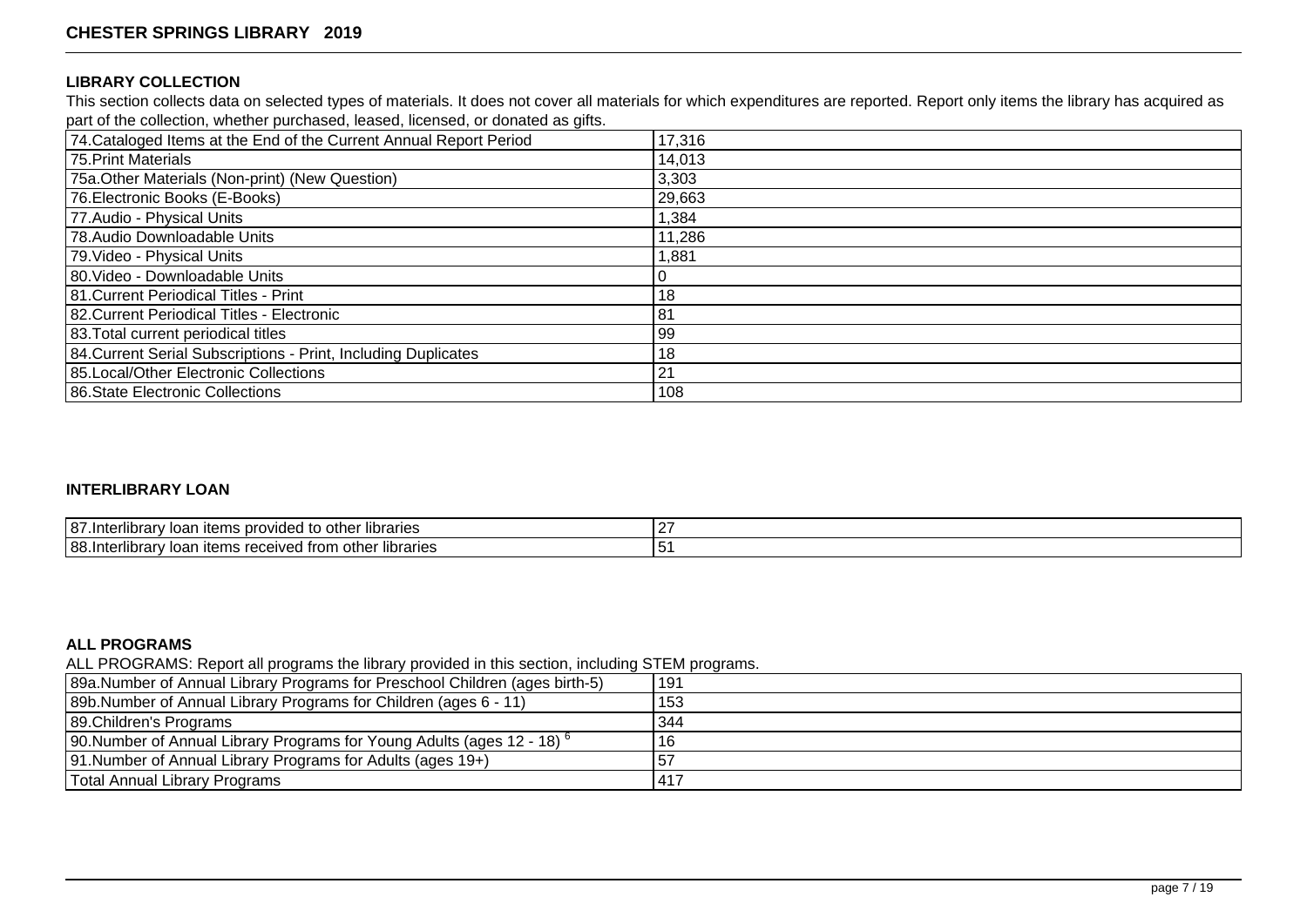## LIBRARY COLLECTION

This section collects data on selected types of materials. It does not cover all materials for which expenditures are reported. Report only items the library has acquired as part of the collection, whether purchased, leased, licensed, or donated as gifts.

| | |
|---|---|
| 74.Cataloged Items at the End of the Current Annual Report Period | 17,316 |
| 75.Print Materials | 14,013 |
| 75a.Other Materials (Non-print) (New Question) | 3,303 |
| 76.Electronic Books (E-Books) | 29,663 |
| 77.Audio - Physical Units | 1,384 |
| 78.Audio Downloadable Units | 11,286 |
| 79.Video - Physical Units | 1,881 |
| 80.Video - Downloadable Units | 0 |
| 81.Current Periodical Titles - Print | 18 |
| 82.Current Periodical Titles - Electronic | 81 |
| 83.Total current periodical titles | 99 |
| 84.Current Serial Subscriptions - Print, Including Duplicates | 18 |
| 85.Local/Other Electronic Collections | 21 |
| 86.State Electronic Collections | 108 |

## INTERLIBRARY LOAN

| | |
|---|---|
| 87.Interlibrary loan items provided to other libraries | 27 |
| 88.Interlibrary loan items received from other libraries | 51 |

## ALL PROGRAMS

ALL PROGRAMS: Report all programs the library provided in this section, including STEM programs.

| | |
|---|---|
| 89a.Number of Annual Library Programs for Preschool Children (ages birth-5) | 191 |
| 89b.Number of Annual Library Programs for Children (ages 6 - 11) | 153 |
| 89.Children's Programs | 344 |
| 90.Number of Annual Library Programs for Young Adults (ages 12 - 18) [6] | 16 |
| 91.Number of Annual Library Programs for Adults (ages 19+) | 57 |
| Total Annual Library Programs | 417 |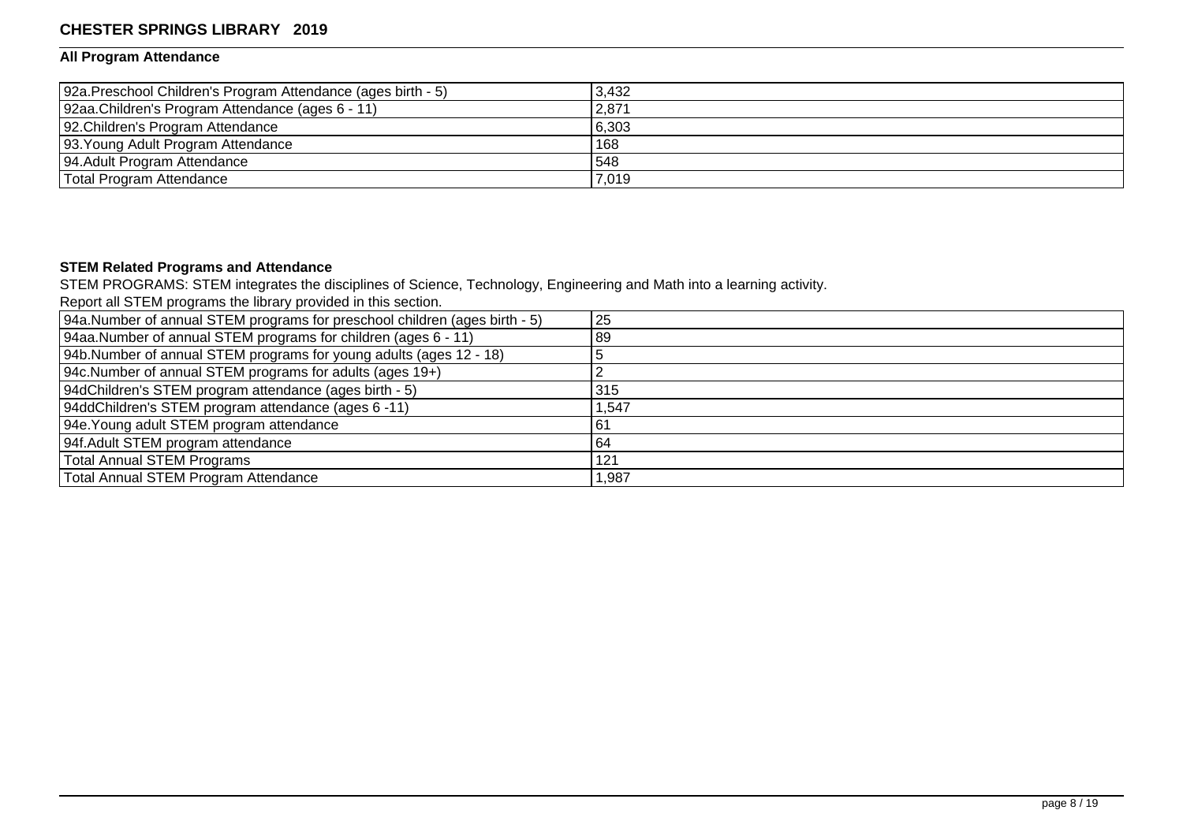**CHESTER SPRINGS LIBRARY 2019**

**All Program Attendance**

| | |
|---|---|
| 92a.Preschool Children's Program Attendance (ages birth - 5) | 3,432 |
| 92aa.Children's Program Attendance (ages 6 - 11) | 2,871 |
| 92.Children's Program Attendance | 6,303 |
| 93.Young Adult Program Attendance | 168 |
| 94.Adult Program Attendance | 548 |
| Total Program Attendance | 7,019 |

**STEM Related Programs and Attendance**

STEM PROGRAMS: STEM integrates the disciplines of Science, Technology, Engineering and Math into a learning activity.

Report all STEM programs the library provided in this section.

| | |
|---|---|
| 94a.Number of annual STEM programs for preschool children (ages birth - 5) | 25 |
| 94aa.Number of annual STEM programs for children (ages 6 - 11) | 89 |
| 94b.Number of annual STEM programs for young adults (ages 12 - 18) | 5 |
| 94c.Number of annual STEM programs for adults (ages 19+) | 2 |
| 94dChildren's STEM program attendance (ages birth - 5) | 315 |
| 94ddChildren's STEM program attendance (ages 6 -11) | 1,547 |
| 94e.Young adult STEM program attendance | 61 |
| 94f.Adult STEM program attendance | 64 |
| Total Annual STEM Programs | 121 |
| Total Annual STEM Program Attendance | 1,987 |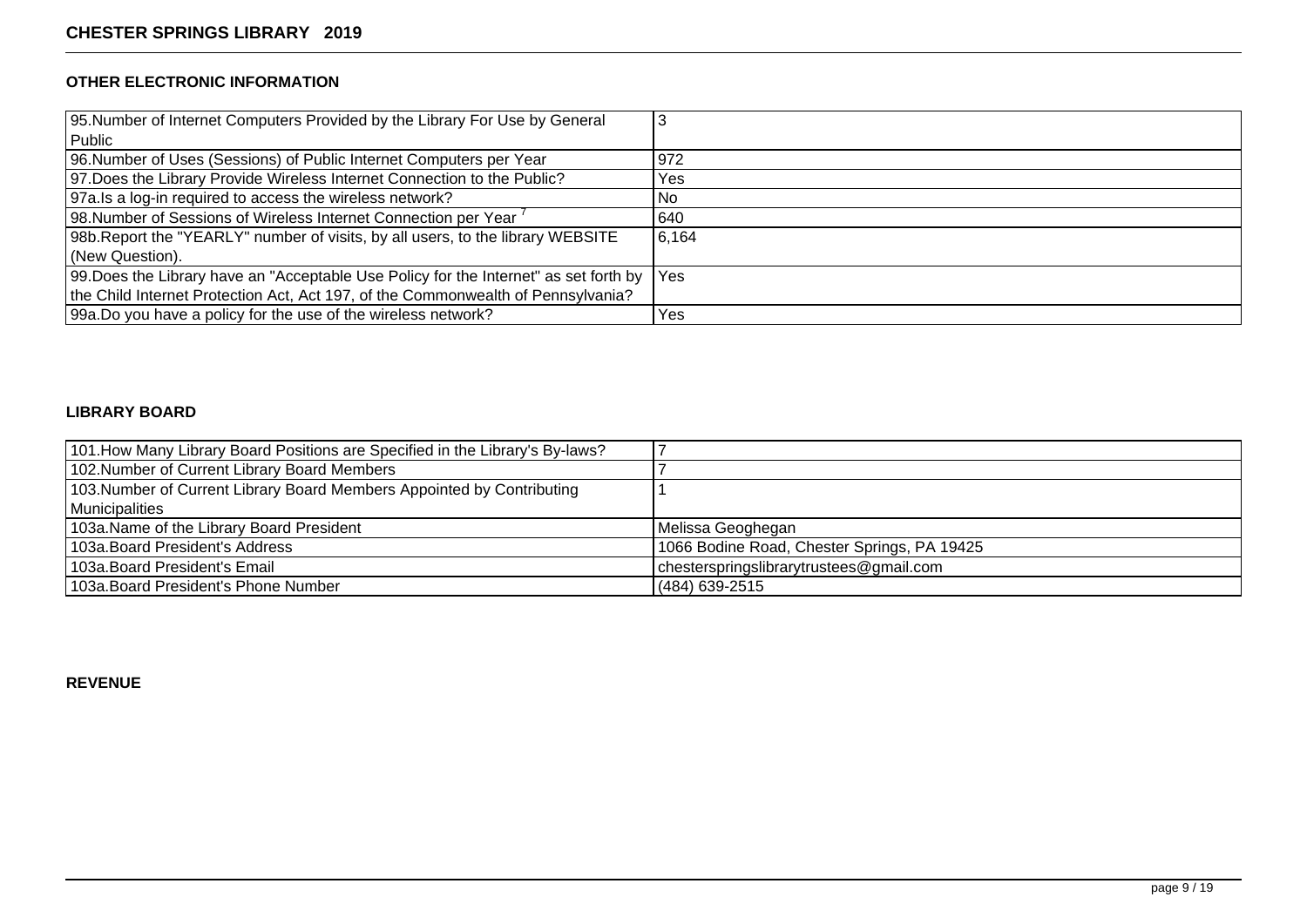## OTHER ELECTRONIC INFORMATION

| | |
|---|---|
| 95.Number of Internet Computers Provided by the Library For Use by General Public | 3 |
| 96.Number of Uses (Sessions) of Public Internet Computers per Year | 972 |
| 97.Does the Library Provide Wireless Internet Connection to the Public? | Yes |
| 97a.Is a log-in required to access the wireless network? | No |
| 98.Number of Sessions of Wireless Internet Connection per Year [7] | 640 |
| 98b.Report the "YEARLY" number of visits, by all users, to the library WEBSITE (New Question). | 6,164 |
| 99.Does the Library have an "Acceptable Use Policy for the Internet" as set forth by the Child Internet Protection Act, Act 197, of the Commonwealth of Pennsylvania? | Yes |
| 99a.Do you have a policy for the use of the wireless network? | Yes |

## LIBRARY BOARD

| | |
|---|---|
| 101.How Many Library Board Positions are Specified in the Library's By-laws? | 7 |
| 102.Number of Current Library Board Members | 7 |
| 103.Number of Current Library Board Members Appointed by Contributing Municipalities | 1 |
| 103a.Name of the Library Board President | Melissa Geoghegan |
| 103a.Board President's Address | 1066 Bodine Road, Chester Springs, PA 19425 |
| 103a.Board President's Email | chesterspringslibrarytrustees@gmail.com |
| 103a.Board President's Phone Number | (484) 639-2515 |

## REVENUE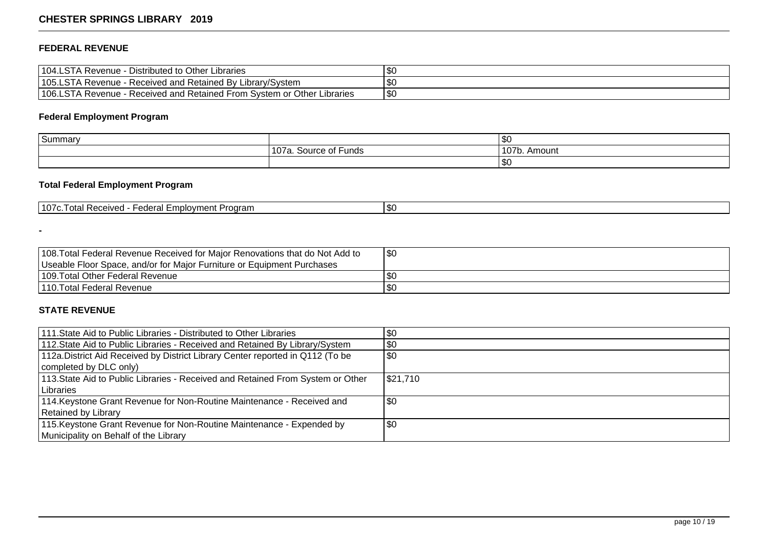## FEDERAL REVENUE

| | |
|---|---|
| 104.LSTA Revenue - Distributed to Other Libraries | $0 |
| 105.LSTA Revenue - Received and Retained By Library/System | $0 |
| 106.LSTA Revenue - Received and Retained From System or Other Libraries | $0 |

### Federal Employment Program

| Summary | | $0 |
|---|---|---|
| | 107a. Source of Funds | 107b. Amount |
| | | $0 |

### Total Federal Employment Program

| | |
|---|---|
| 107c.Total Received - Federal Employment Program | $0 |

-

| | |
|---|---|
| 108.Total Federal Revenue Received for Major Renovations that do Not Add to Useable Floor Space, and/or for Major Furniture or Equipment Purchases | $0 |
| 109.Total Other Federal Revenue | $0 |
| 110.Total Federal Revenue | $0 |

## STATE REVENUE

| | |
|---|---|
| 111.State Aid to Public Libraries - Distributed to Other Libraries | $0 |
| 112.State Aid to Public Libraries - Received and Retained By Library/System | $0 |
| 112a.District Aid Received by District Library Center reported in Q112 (To be completed by DLC only) | $0 |
| 113.State Aid to Public Libraries - Received and Retained From System or Other Libraries | $21,710 |
| 114.Keystone Grant Revenue for Non-Routine Maintenance - Received and Retained by Library | $0 |
| 115.Keystone Grant Revenue for Non-Routine Maintenance - Expended by Municipality on Behalf of the Library | $0 |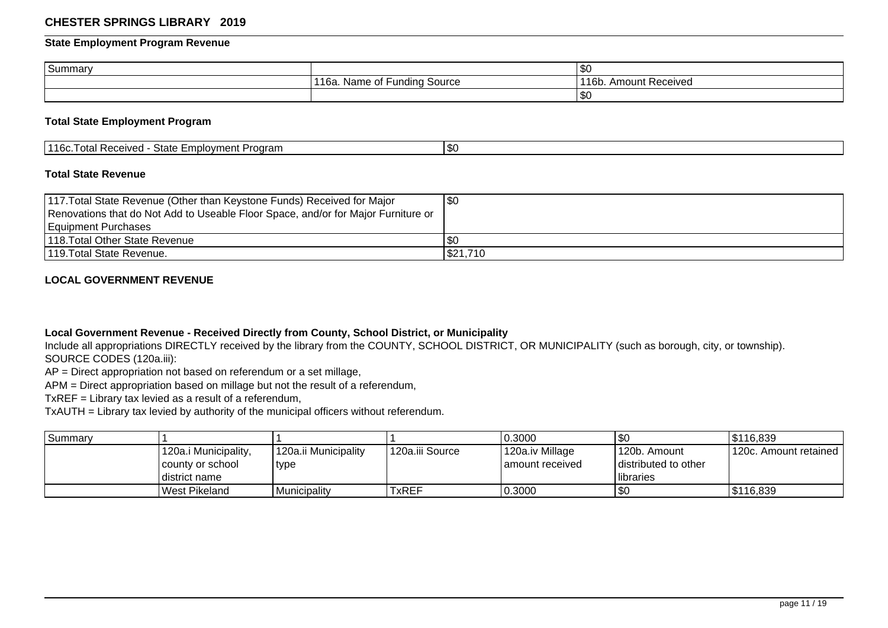## CHESTER SPRINGS LIBRARY 2019

### State Employment Program Revenue

| Summary | | $0 |
|---|---|---|
| | 116a. Name of Funding Source | 116b. Amount Received |
| | | $0 |

### Total State Employment Program

| 116c.Total Received - State Employment Program | $0 |
|---|---|

### Total State Revenue

| 117.Total State Revenue (Other than Keystone Funds) Received for Major Renovations that do Not Add to Useable Floor Space, and/or for Major Furniture or Equipment Purchases | $0 |
|---|---|
| 118.Total Other State Revenue | $0 |
| 119.Total State Revenue. | $21,710 |

### LOCAL GOVERNMENT REVENUE

### Local Government Revenue - Received Directly from County, School District, or Municipality

Include all appropriations DIRECTLY received by the library from the COUNTY, SCHOOL DISTRICT, OR MUNICIPALITY (such as borough, city, or township).
SOURCE CODES (120a.iii):
AP = Direct appropriation not based on referendum or a set millage,
APM = Direct appropriation based on millage but not the result of a referendum,
TxREF = Library tax levied as a result of a referendum,
TxAUTH = Library tax levied by authority of the municipal officers without referendum.

| Summary | 1 | 1 | 1 | 0.3000 | $0 | $116,839 |
|---|---|---|---|---|---|---|
| | 120a.i Municipality, county or school district name | 120a.ii Municipality type | 120a.iii Source | 120a.iv Millage amount received | 120b. Amount distributed to other libraries | 120c. Amount retained |
| | West Pikeland | Municipality | TxREF | 0.3000 | $0 | $116,839 |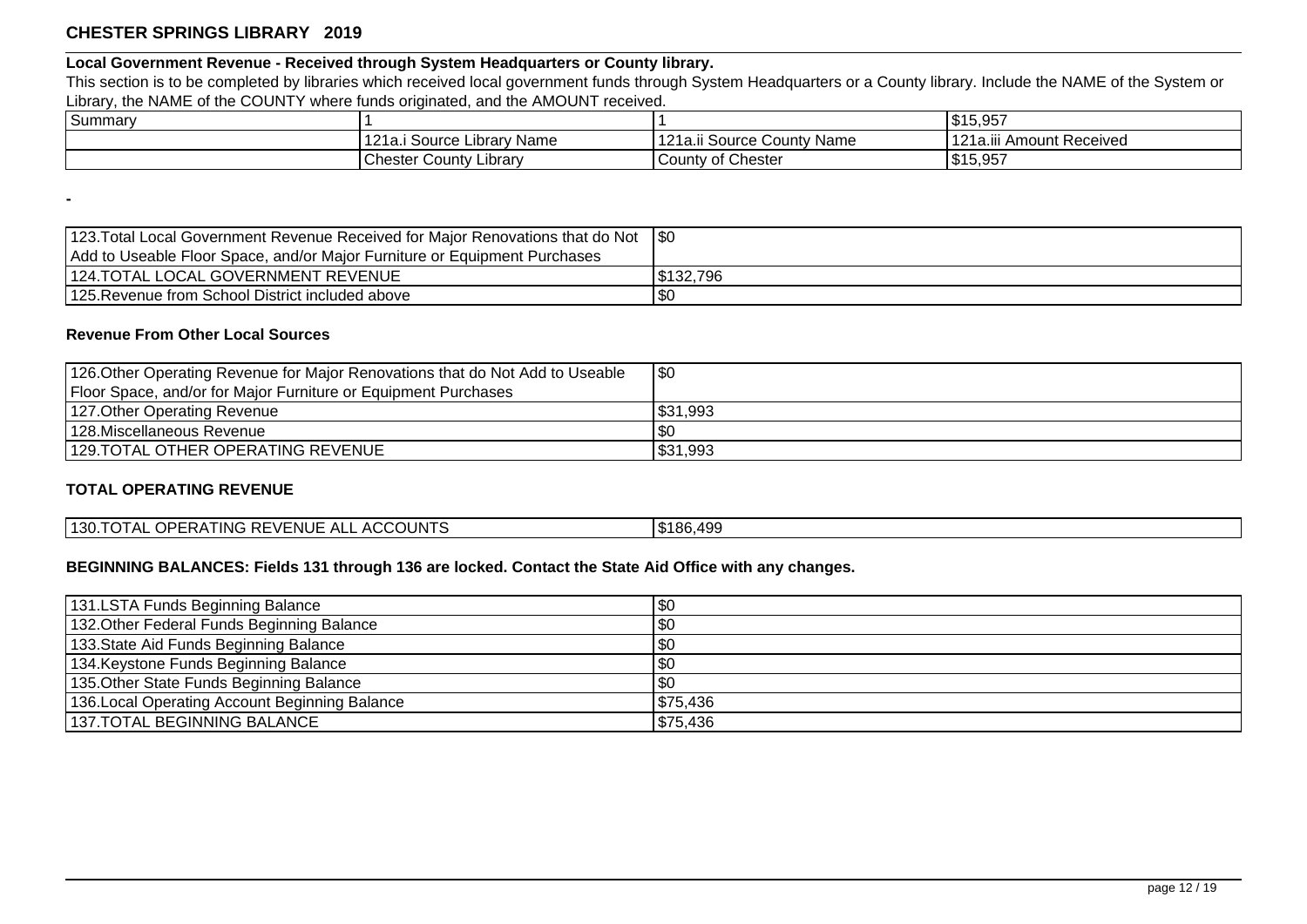# CHESTER SPRINGS LIBRARY 2019

**Local Government Revenue - Received through System Headquarters or County library.**

This section is to be completed by libraries which received local government funds through System Headquarters or a County library. Include the NAME of the System or Library, the NAME of the COUNTY where funds originated, and the AMOUNT received.

| Summary | 1 | 1 | $15,957 |
|---|---|---|---|
| | 121a.i Source Library Name | 121a.ii Source County Name | 121a.iii Amount Received |
| | Chester County Library | County of Chester | $15,957 |

-

| | |
|---|---|
| 123.Total Local Government Revenue Received for Major Renovations that do Not Add to Useable Floor Space, and/or Major Furniture or Equipment Purchases | $0 |
| 124.TOTAL LOCAL GOVERNMENT REVENUE | $132,796 |
| 125.Revenue from School District included above | $0 |

**Revenue From Other Local Sources**

| | |
|---|---|
| 126.Other Operating Revenue for Major Renovations that do Not Add to Useable Floor Space, and/or for Major Furniture or Equipment Purchases | $0 |
| 127.Other Operating Revenue | $31,993 |
| 128.Miscellaneous Revenue | $0 |
| 129.TOTAL OTHER OPERATING REVENUE | $31,993 |

**TOTAL OPERATING REVENUE**

| | |
|---|---|
| 130.TOTAL OPERATING REVENUE ALL ACCOUNTS | $186,499 |

**BEGINNING BALANCES: Fields 131 through 136 are locked. Contact the State Aid Office with any changes.**

| | |
|---|---|
| 131.LSTA Funds Beginning Balance | $0 |
| 132.Other Federal Funds Beginning Balance | $0 |
| 133.State Aid Funds Beginning Balance | $0 |
| 134.Keystone Funds Beginning Balance | $0 |
| 135.Other State Funds Beginning Balance | $0 |
| 136.Local Operating Account Beginning Balance | $75,436 |
| 137.TOTAL BEGINNING BALANCE | $75,436 |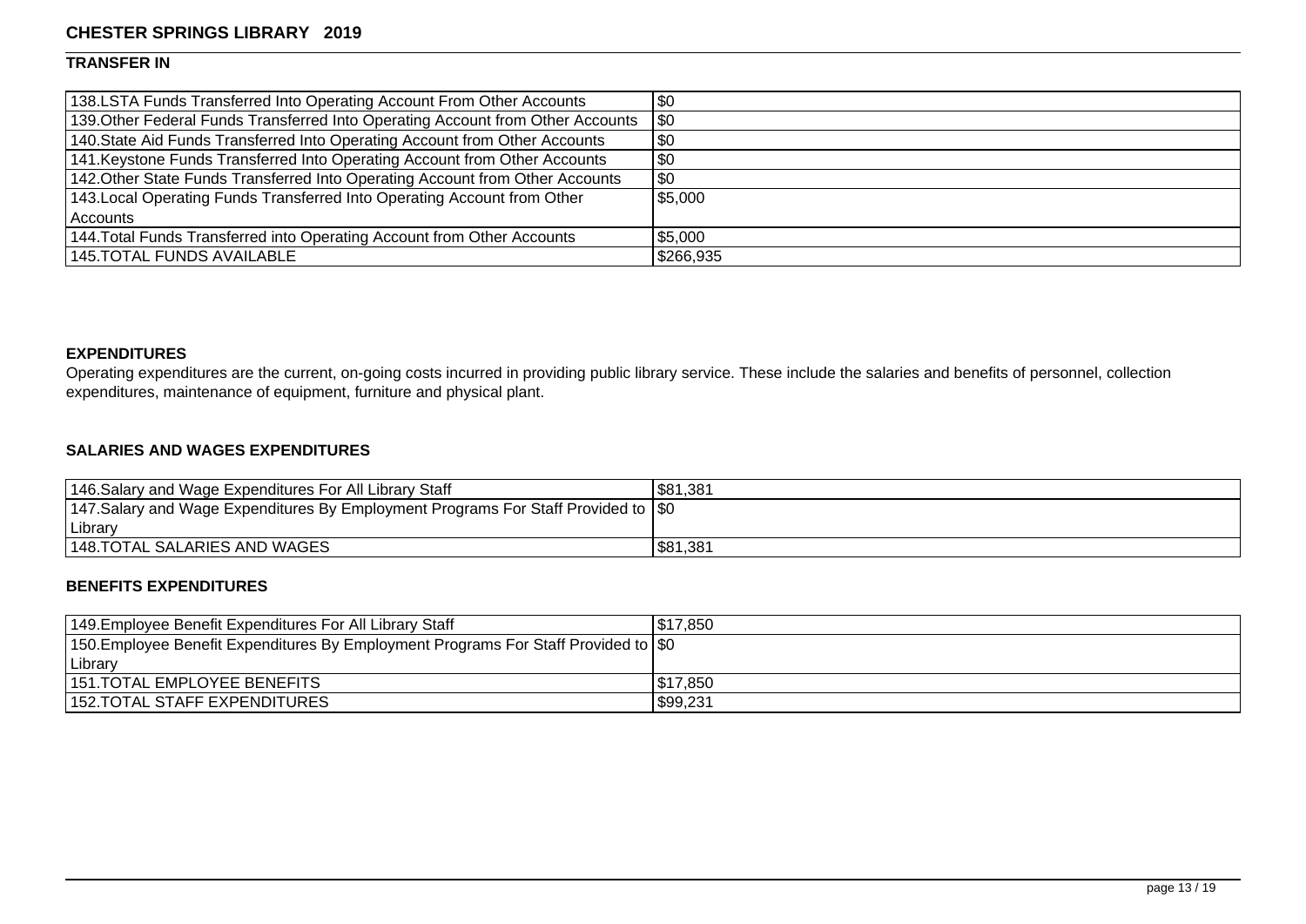## TRANSFER IN

| | |
|---|---|
| 138.LSTA Funds Transferred Into Operating Account From Other Accounts | $0 |
| 139.Other Federal Funds Transferred Into Operating Account from Other Accounts | $0 |
| 140.State Aid Funds Transferred Into Operating Account from Other Accounts | $0 |
| 141.Keystone Funds Transferred Into Operating Account from Other Accounts | $0 |
| 142.Other State Funds Transferred Into Operating Account from Other Accounts | $0 |
| 143.Local Operating Funds Transferred Into Operating Account from Other Accounts | $5,000 |
| 144.Total Funds Transferred into Operating Account from Other Accounts | $5,000 |
| 145.TOTAL FUNDS AVAILABLE | $266,935 |

## EXPENDITURES

Operating expenditures are the current, on-going costs incurred in providing public library service. These include the salaries and benefits of personnel, collection expenditures, maintenance of equipment, furniture and physical plant.

### SALARIES AND WAGES EXPENDITURES

| | |
|---|---|
| 146.Salary and Wage Expenditures For All Library Staff | $81,381 |
| 147.Salary and Wage Expenditures By Employment Programs For Staff Provided to Library | $0 |
| 148.TOTAL SALARIES AND WAGES | $81,381 |

### BENEFITS EXPENDITURES

| | |
|---|---|
| 149.Employee Benefit Expenditures For All Library Staff | $17,850 |
| 150.Employee Benefit Expenditures By Employment Programs For Staff Provided to Library | $0 |
| 151.TOTAL EMPLOYEE BENEFITS | $17,850 |
| 152.TOTAL STAFF EXPENDITURES | $99,231 |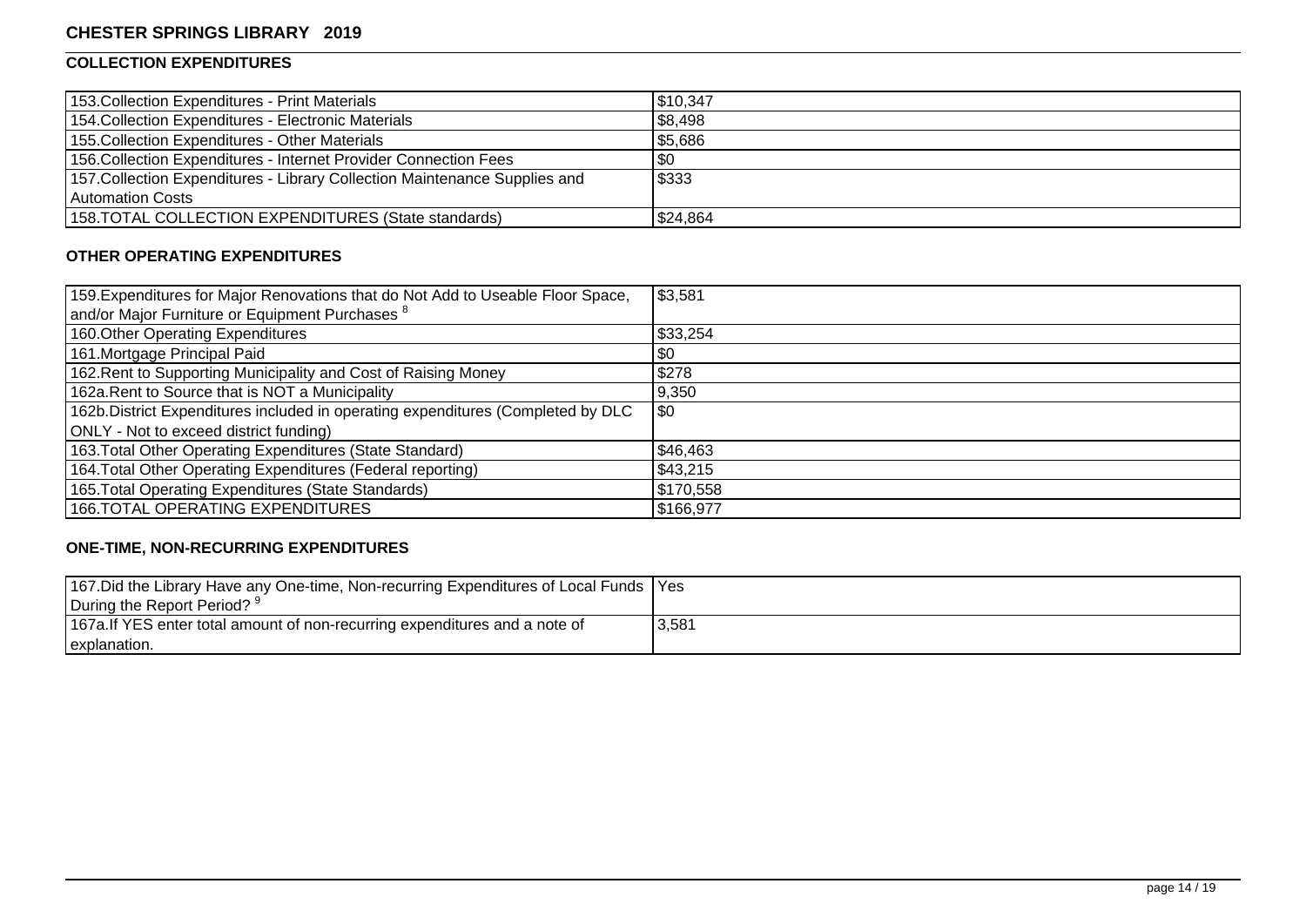# CHESTER SPRINGS LIBRARY 2019

## COLLECTION EXPENDITURES

| | |
|---|---|
| 153.Collection Expenditures - Print Materials | $10,347 |
| 154.Collection Expenditures - Electronic Materials | $8,498 |
| 155.Collection Expenditures - Other Materials | $5,686 |
| 156.Collection Expenditures - Internet Provider Connection Fees | $0 |
| 157.Collection Expenditures - Library Collection Maintenance Supplies and Automation Costs | $333 |
| 158.TOTAL COLLECTION EXPENDITURES (State standards) | $24,864 |

## OTHER OPERATING EXPENDITURES

| | |
|---|---|
| 159.Expenditures for Major Renovations that do Not Add to Useable Floor Space, and/or Major Furniture or Equipment Purchases [8] | $3,581 |
| 160.Other Operating Expenditures | $33,254 |
| 161.Mortgage Principal Paid | $0 |
| 162.Rent to Supporting Municipality and Cost of Raising Money | $278 |
| 162a.Rent to Source that is NOT a Municipality | 9,350 |
| 162b.District Expenditures included in operating expenditures (Completed by DLC ONLY - Not to exceed district funding) | $0 |
| 163.Total Other Operating Expenditures (State Standard) | $46,463 |
| 164.Total Other Operating Expenditures (Federal reporting) | $43,215 |
| 165.Total Operating Expenditures (State Standards) | $170,558 |
| 166.TOTAL OPERATING EXPENDITURES | $166,977 |

## ONE-TIME, NON-RECURRING EXPENDITURES

| | |
|---|---|
| 167.Did the Library Have any One-time, Non-recurring Expenditures of Local Funds During the Report Period? [9] | Yes |
| 167a.If YES enter total amount of non-recurring expenditures and a note of explanation. | 3,581 |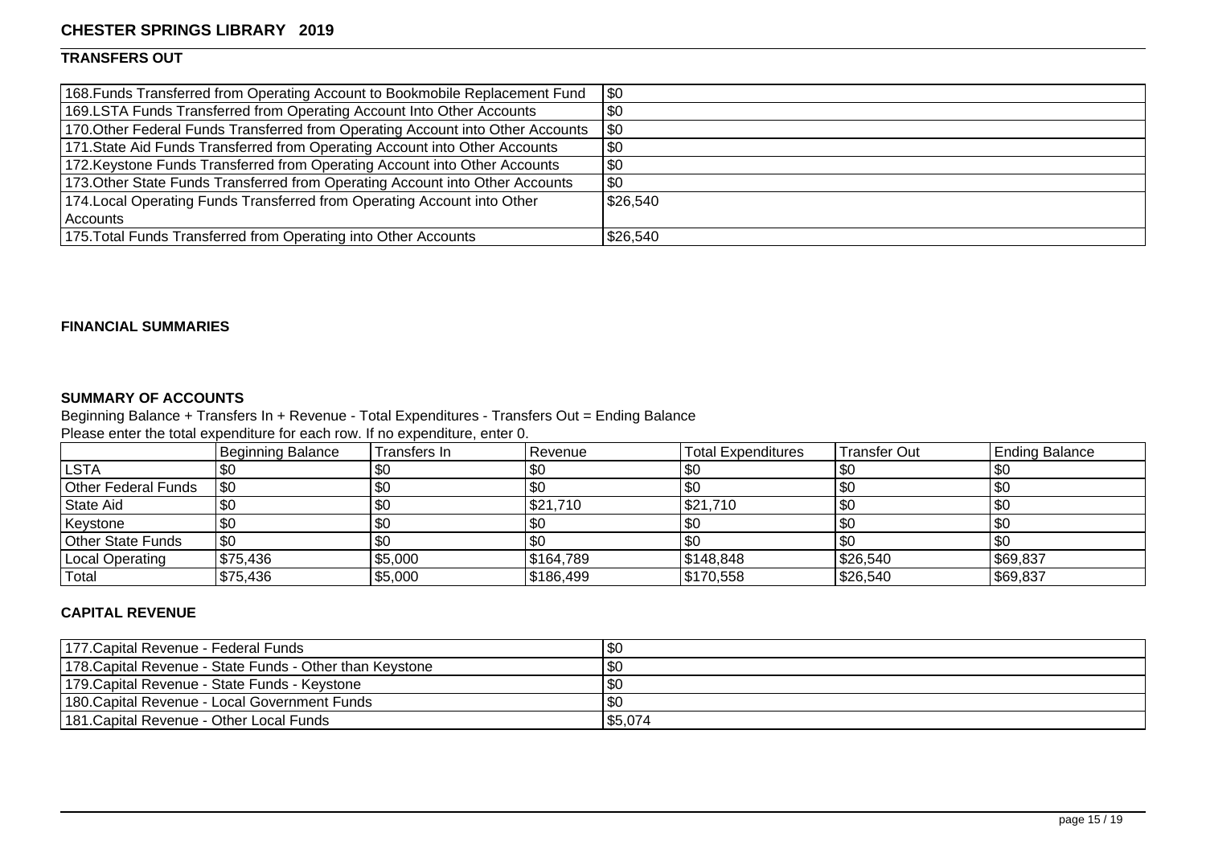# CHESTER SPRINGS LIBRARY 2019

## TRANSFERS OUT

| | |
|---|---|
| 168.Funds Transferred from Operating Account to Bookmobile Replacement Fund | $0 |
| 169.LSTA Funds Transferred from Operating Account Into Other Accounts | $0 |
| 170.Other Federal Funds Transferred from Operating Account into Other Accounts | $0 |
| 171.State Aid Funds Transferred from Operating Account into Other Accounts | $0 |
| 172.Keystone Funds Transferred from Operating Account into Other Accounts | $0 |
| 173.Other State Funds Transferred from Operating Account into Other Accounts | $0 |
| 174.Local Operating Funds Transferred from Operating Account into Other Accounts | $26,540 |
| 175.Total Funds Transferred from Operating into Other Accounts | $26,540 |

## FINANCIAL SUMMARIES

### SUMMARY OF ACCOUNTS

Beginning Balance + Transfers In + Revenue - Total Expenditures - Transfers Out = Ending Balance

Please enter the total expenditure for each row. If no expenditure, enter 0.

| | Beginning Balance | Transfers In | Revenue | Total Expenditures | Transfer Out | Ending Balance |
|---|---|---|---|---|---|---|
| LSTA | $0 | $0 | $0 | $0 | $0 | $0 |
| Other Federal Funds | $0 | $0 | $0 | $0 | $0 | $0 |
| State Aid | $0 | $0 | $21,710 | $21,710 | $0 | $0 |
| Keystone | $0 | $0 | $0 | $0 | $0 | $0 |
| Other State Funds | $0 | $0 | $0 | $0 | $0 | $0 |
| Local Operating | $75,436 | $5,000 | $164,789 | $148,848 | $26,540 | $69,837 |
| Total | $75,436 | $5,000 | $186,499 | $170,558 | $26,540 | $69,837 |

### CAPITAL REVENUE

| | |
|---|---|
| 177.Capital Revenue - Federal Funds | $0 |
| 178.Capital Revenue - State Funds - Other than Keystone | $0 |
| 179.Capital Revenue - State Funds - Keystone | $0 |
| 180.Capital Revenue - Local Government Funds | $0 |
| 181.Capital Revenue - Other Local Funds | $5,074 |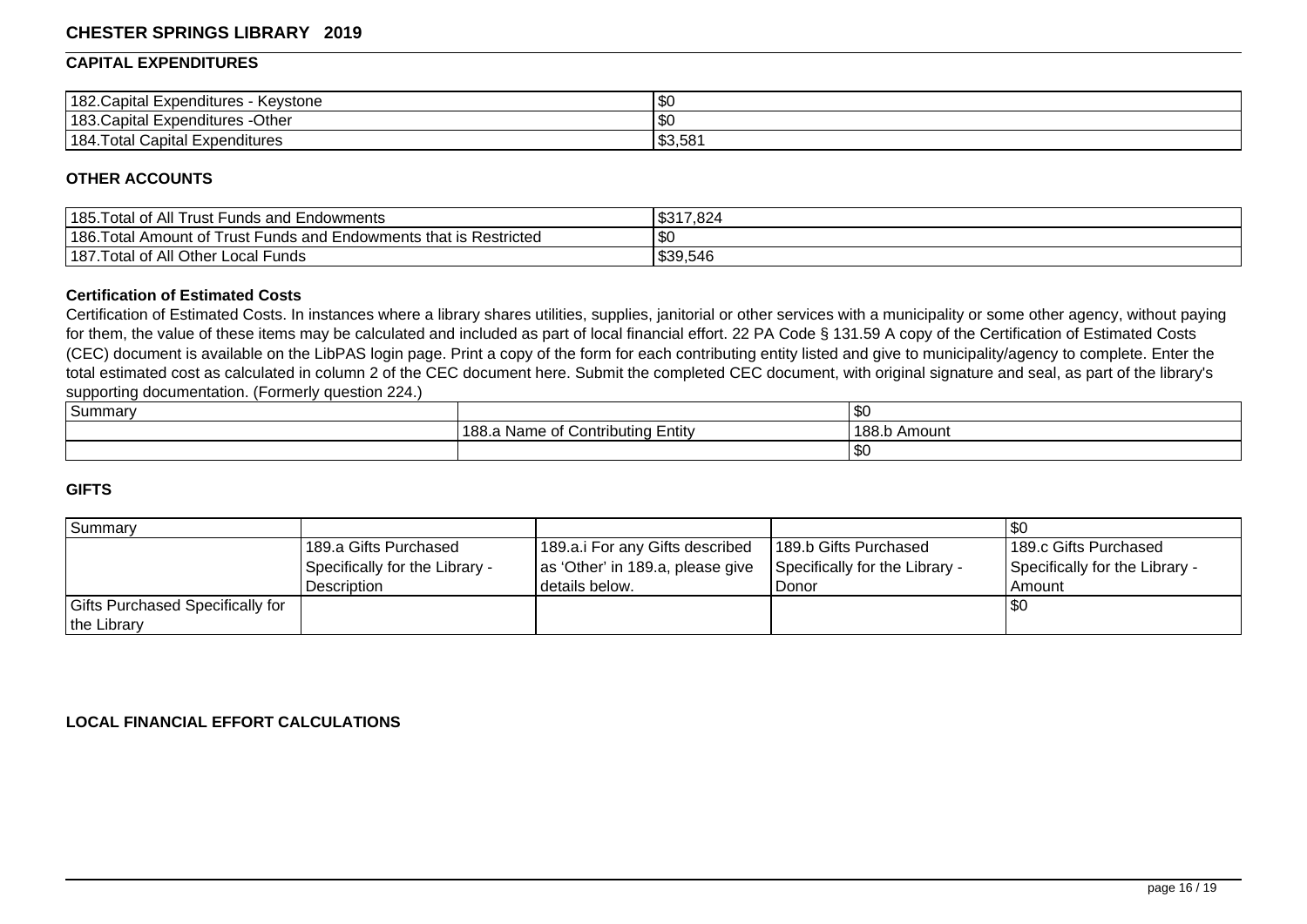## CHESTER SPRINGS LIBRARY 2019

### CAPITAL EXPENDITURES

| | |
|---|---|
| 182.Capital Expenditures - Keystone | $0 |
| 183.Capital Expenditures -Other | $0 |
| 184.Total Capital Expenditures | $3,581 |

### OTHER ACCOUNTS

| | |
|---|---|
| 185.Total of All Trust Funds and Endowments | $317,824 |
| 186.Total Amount of Trust Funds and Endowments that is Restricted | $0 |
| 187.Total of All Other Local Funds | $39,546 |

#### Certification of Estimated Costs

Certification of Estimated Costs. In instances where a library shares utilities, supplies, janitorial or other services with a municipality or some other agency, without paying for them, the value of these items may be calculated and included as part of local financial effort. 22 PA Code § 131.59 A copy of the Certification of Estimated Costs (CEC) document is available on the LibPAS login page. Print a copy of the form for each contributing entity listed and give to municipality/agency to complete. Enter the total estimated cost as calculated in column 2 of the CEC document here. Submit the completed CEC document, with original signature and seal, as part of the library's supporting documentation. (Formerly question 224.)

| Summary | | $0 |
|---|---|---|
| | 188.a Name of Contributing Entity | 188.b Amount |
| | | $0 |

### GIFTS

| Summary | | | | $0 |
|---|---|---|---|---|
| | 189.a Gifts Purchased Specifically for the Library - Description | 189.a.i For any Gifts described as 'Other' in 189.a, please give details below. | 189.b Gifts Purchased Specifically for the Library - Donor | 189.c Gifts Purchased Specifically for the Library - Amount |
| Gifts Purchased Specifically for the Library | | | | $0 |

### LOCAL FINANCIAL EFFORT CALCULATIONS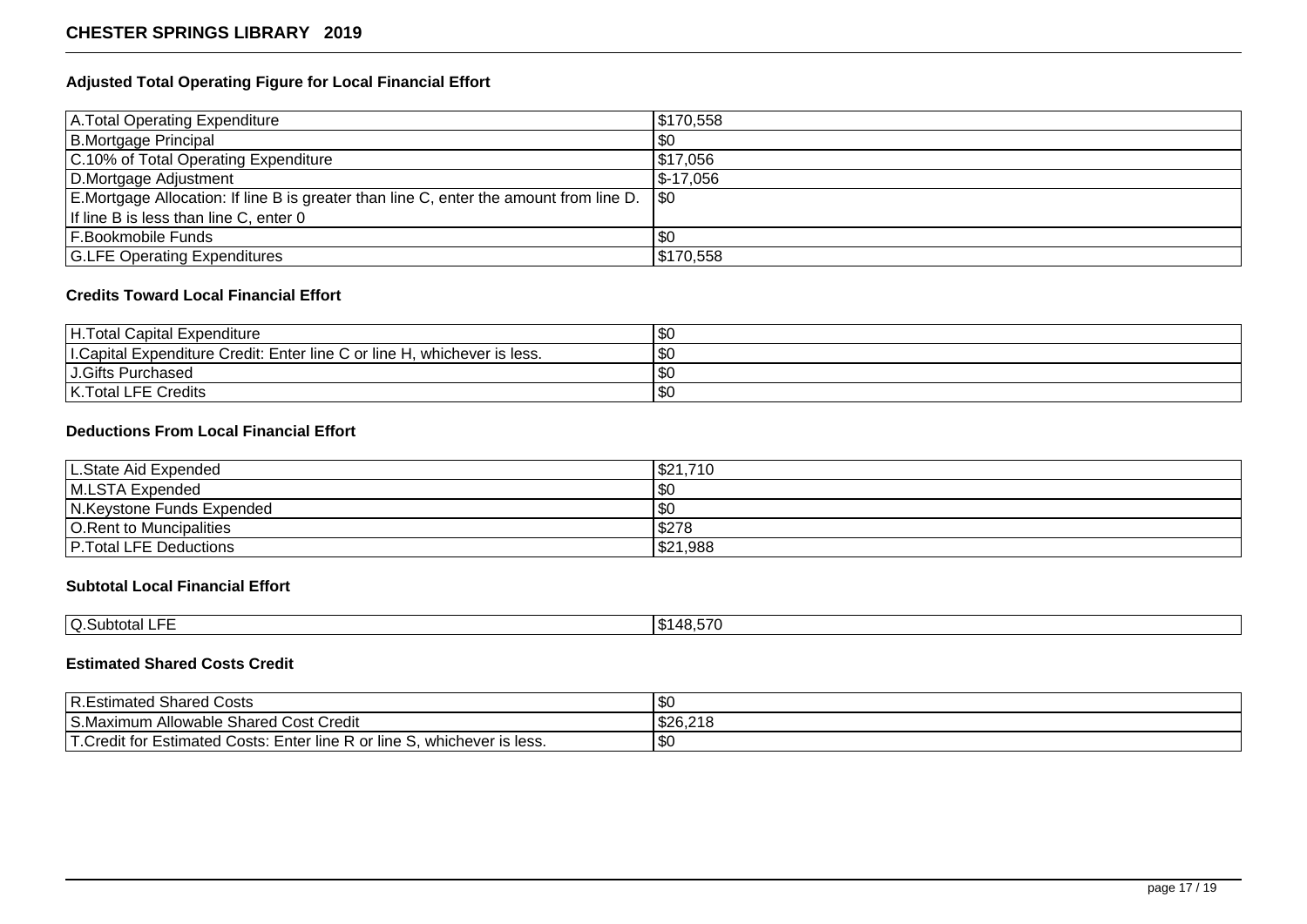## Adjusted Total Operating Figure for Local Financial Effort

| | |
|---|---|
| A.Total Operating Expenditure | $170,558 |
| B.Mortgage Principal | $0 |
| C.10% of Total Operating Expenditure | $17,056 |
| D.Mortgage Adjustment | $-17,056 |
| E.Mortgage Allocation: If line B is greater than line C, enter the amount from line D. If line B is less than line C, enter 0 | $0 |
| F.Bookmobile Funds | $0 |
| G.LFE Operating Expenditures | $170,558 |

## Credits Toward Local Financial Effort

| | |
|---|---|
| H.Total Capital Expenditure | $0 |
| I.Capital Expenditure Credit: Enter line C or line H, whichever is less. | $0 |
| J.Gifts Purchased | $0 |
| K.Total LFE Credits | $0 |

## Deductions From Local Financial Effort

| | |
|---|---|
| L.State Aid Expended | $21,710 |
| M.LSTA Expended | $0 |
| N.Keystone Funds Expended | $0 |
| O.Rent to Muncipalities | $278 |
| P.Total LFE Deductions | $21,988 |

## Subtotal Local Financial Effort

| | |
|---|---|
| Q.Subtotal LFE | $148,570 |

## Estimated Shared Costs Credit

| | |
|---|---|
| R.Estimated Shared Costs | $0 |
| S.Maximum Allowable Shared Cost Credit | $26,218 |
| T.Credit for Estimated Costs: Enter line R or line S, whichever is less. | $0 |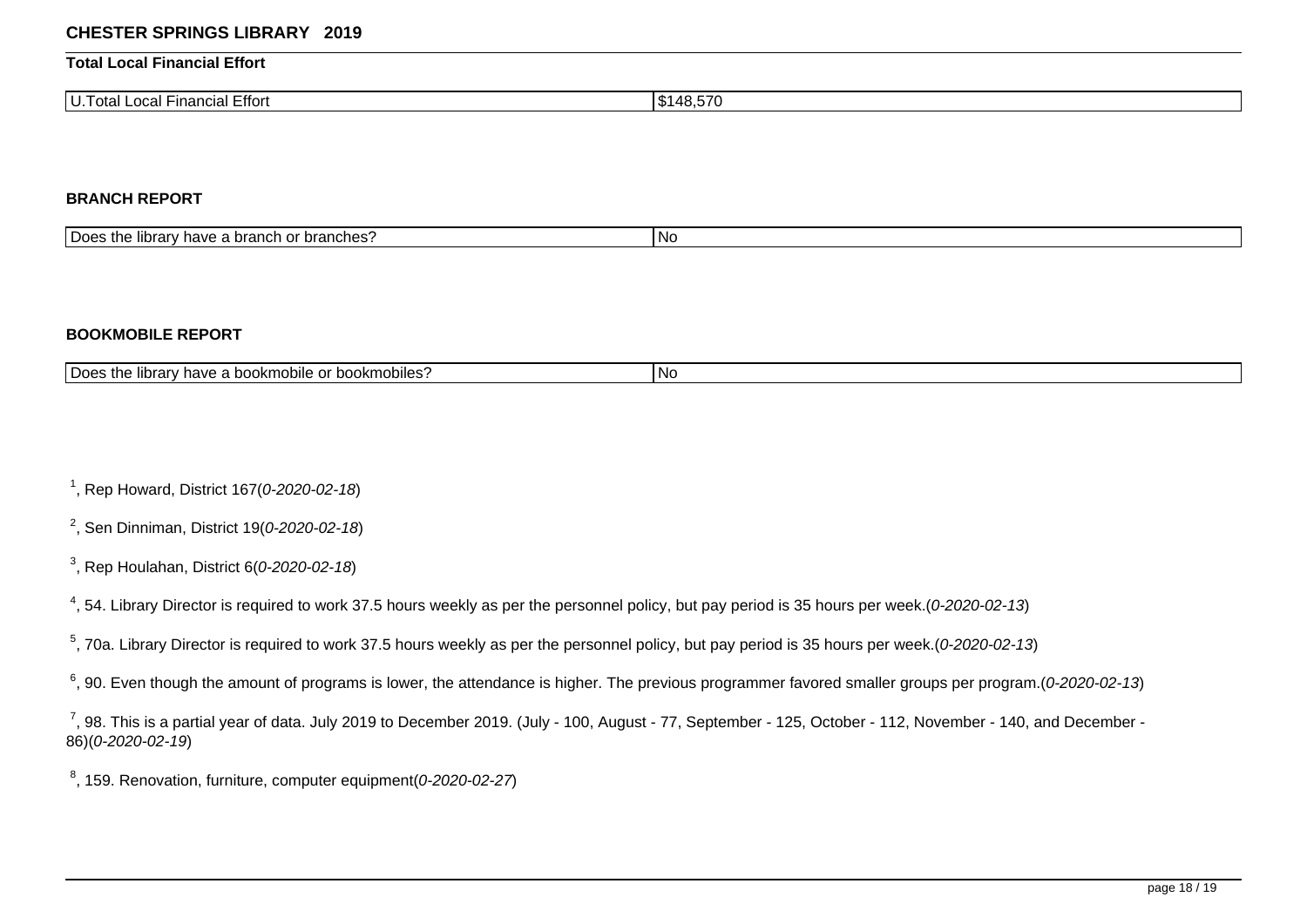**CHESTER SPRINGS LIBRARY 2019**

**Total Local Financial Effort**

| U.Total Local Financial Effort | $148,570 |
|---|---|

**BRANCH REPORT**

| Does the library have a branch or branches? | No |
|---|---|

**BOOKMOBILE REPORT**

| Does the library have a bookmobile or bookmobiles? | No |
|---|---|

[1], Rep Howard, District 167(*0-2020-02-18*)

[2], Sen Dinniman, District 19(*0-2020-02-18*)

[3], Rep Houlahan, District 6(*0-2020-02-18*)

[4], 54. Library Director is required to work 37.5 hours weekly as per the personnel policy, but pay period is 35 hours per week.(*0-2020-02-13*)

[5], 70a. Library Director is required to work 37.5 hours weekly as per the personnel policy, but pay period is 35 hours per week.(*0-2020-02-13*)

[6], 90. Even though the amount of programs is lower, the attendance is higher. The previous programmer favored smaller groups per program.(*0-2020-02-13*)

[7], 98. This is a partial year of data. July 2019 to December 2019. (July - 100, August - 77, September - 125, October - 112, November - 140, and December - 86)(*0-2020-02-19*)

[8], 159. Renovation, furniture, computer equipment(*0-2020-02-27*)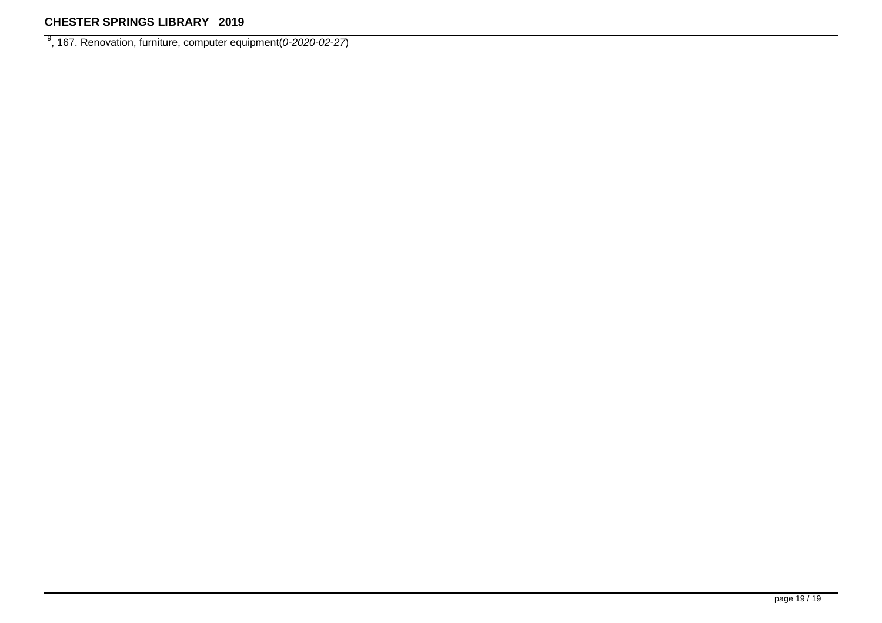[9], 167. Renovation, furniture, computer equipment(*0-2020-02-27*)